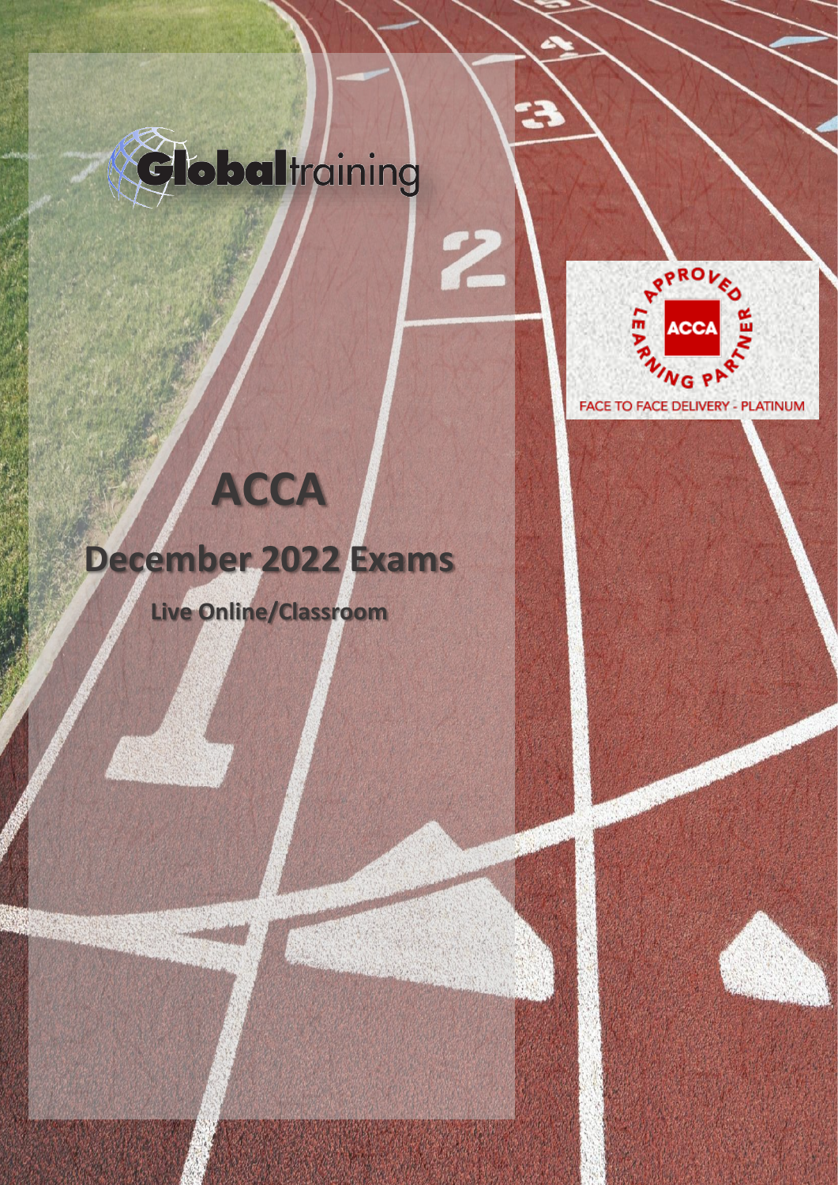Globaltraining

APPROVED LEARNING PARTNER

ACCA

FACE TO FACE DELIVERY - PLATINUM

# ACCA

## December 2022 Exams

**Live Online/Classroom**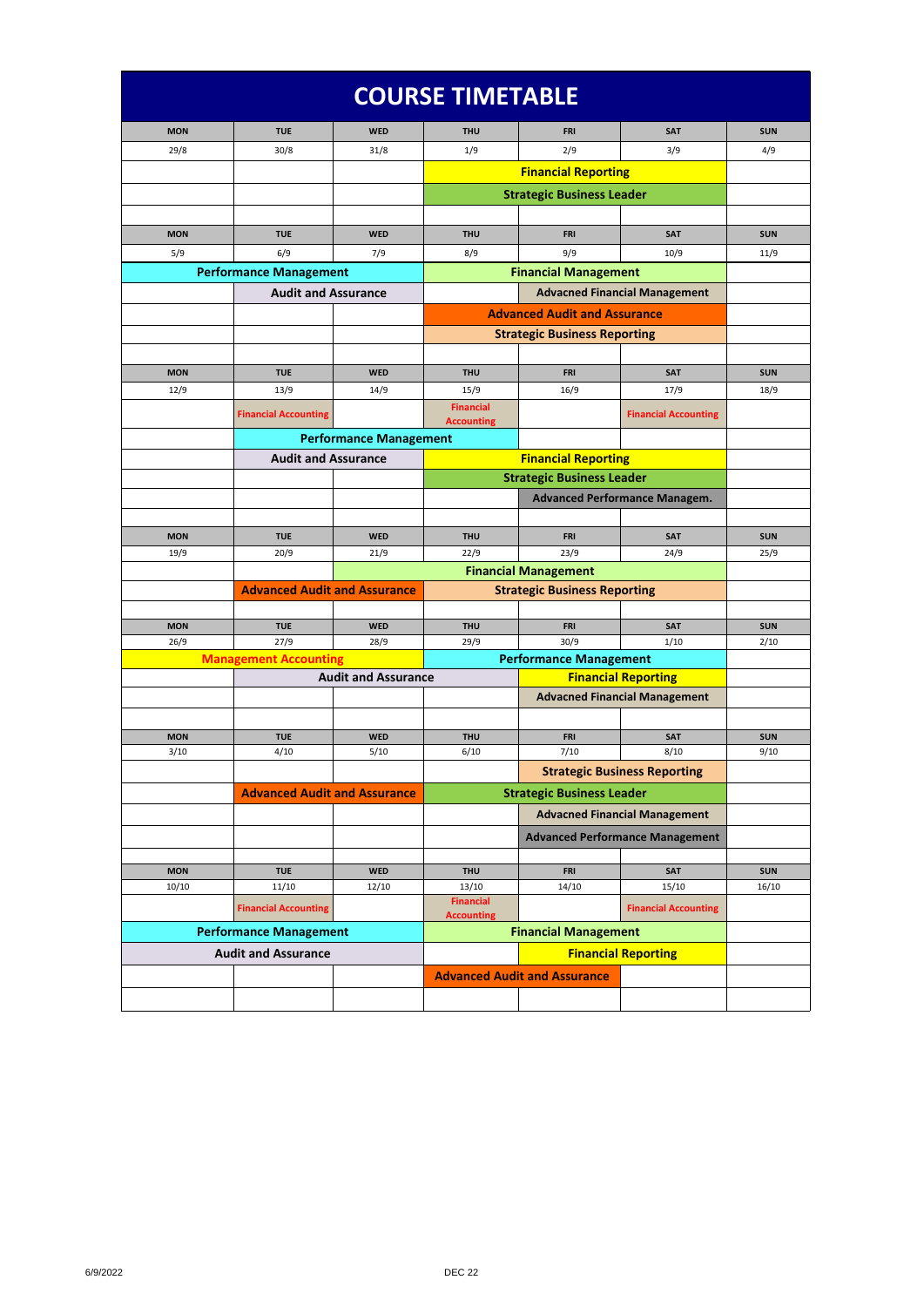# COURSE TIMETABLE

| MON | TUE | WED | THU | FRI | SAT | SUN |
|---|---|---|---|---|---|---|
| 29/8 | 30/8 | 31/8 | 1/9 | 2/9 | 3/9 | 4/9 |
| | | | Financial Reporting | | | |
| | | | Strategic Business Leader | | | |
| | | | | | | |
| **MON** | **TUE** | **WED** | **THU** | **FRI** | **SAT** | **SUN** |
| 5/9 | 6/9 | 7/9 | 8/9 | 9/9 | 10/9 | 11/9 |
| Performance Management | | | Financial Management | | | |
| | Audit and Assurance | | | Advacned Financial Management | | |
| | | | Advanced Audit and Assurance | | | |
| | | | Strategic Business Reporting | | | |
| | | | | | | |
| **MON** | **TUE** | **WED** | **THU** | **FRI** | **SAT** | **SUN** |
| 12/9 | 13/9 | 14/9 | 15/9 | 16/9 | 17/9 | 18/9 |
| | Financial Accounting | | Financial Accounting | | Financial Accounting | |
| | Performance Management | | | | | |
| | Audit and Assurance | | Financial Reporting | | | |
| | | | Strategic Business Leader | | | |
| | | | | Advanced Performance Managem. | | |
| | | | | | | |
| **MON** | **TUE** | **WED** | **THU** | **FRI** | **SAT** | **SUN** |
| 19/9 | 20/9 | 21/9 | 22/9 | 23/9 | 24/9 | 25/9 |
| | | Financial Management | | | | |
| | Advanced Audit and Assurance | | Strategic Business Reporting | | | |
| | | | | | | |
| **MON** | **TUE** | **WED** | **THU** | **FRI** | **SAT** | **SUN** |
| 26/9 | 27/9 | 28/9 | 29/9 | 30/9 | 1/10 | 2/10 |
| Management Accounting | | | Performance Management | | | |
| | Audit and Assurance | | | Financial Reporting | | |
| | | | | Advacned Financial Management | | |
| | | | | | | |
| **MON** | **TUE** | **WED** | **THU** | **FRI** | **SAT** | **SUN** |
| 3/10 | 4/10 | 5/10 | 6/10 | 7/10 | 8/10 | 9/10 |
| | | | | Strategic Business Reporting | | |
| | Advanced Audit and Assurance | | Strategic Business Leader | | | |
| | | | | Advacned Financial Management | | |
| | | | | Advanced Performance Management | | |
| | | | | | | |
| **MON** | **TUE** | **WED** | **THU** | **FRI** | **SAT** | **SUN** |
| 10/10 | 11/10 | 12/10 | 13/10 | 14/10 | 15/10 | 16/10 |
| | Financial Accounting | | Financial Accounting | | Financial Accounting | |
| Performance Management | | | Financial Management | | | |
| Audit and Assurance | | | | Financial Reporting | | |
| | | | Advanced Audit and Assurance | | | |
| | | | | | | |

6/9/2022

DEC 22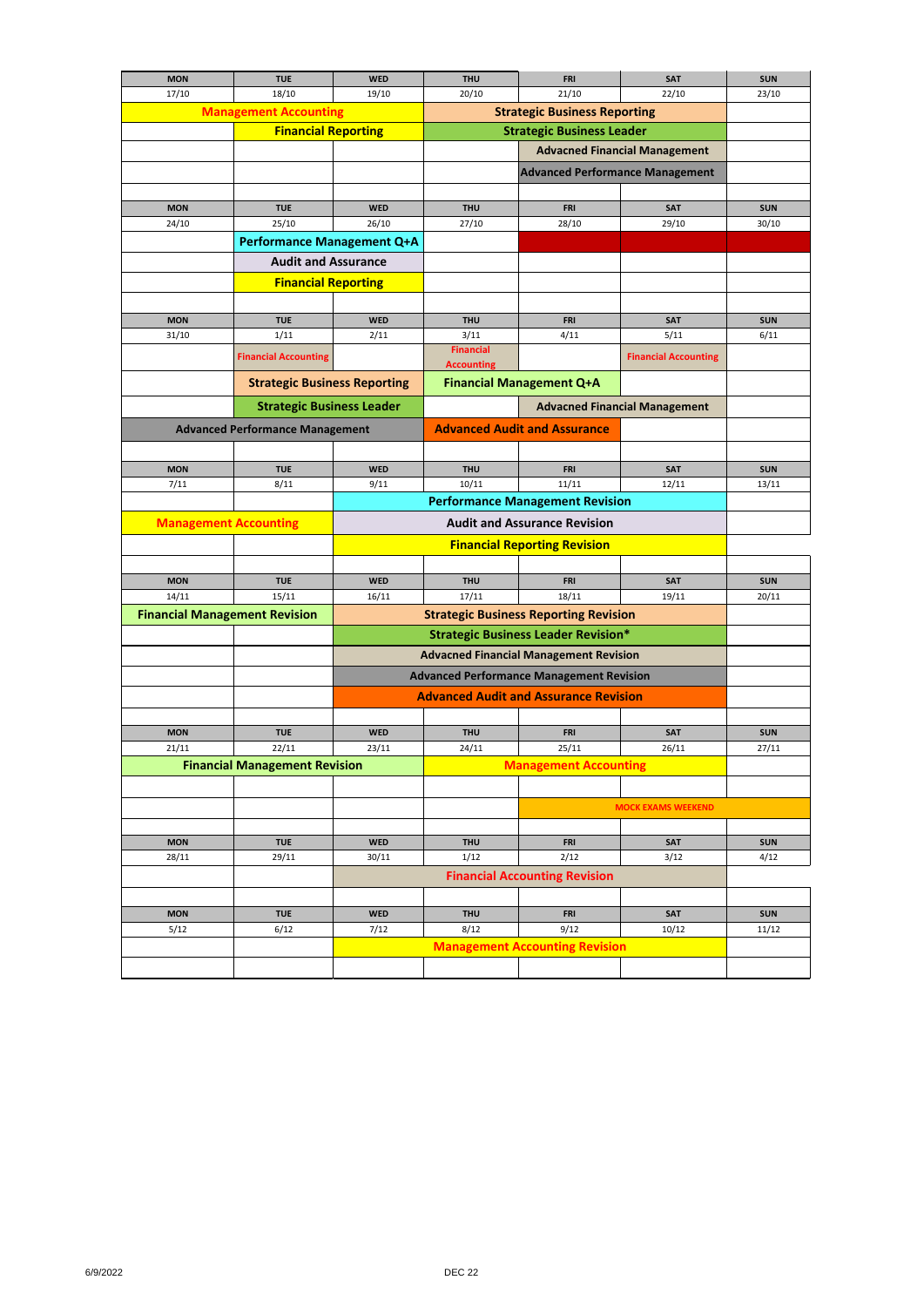| MON | TUE | WED | THU | FRI | SAT | SUN |
|---|---|---|---|---|---|---|
| 17/10 | 18/10 | 19/10 | 20/10 | 21/10 | 22/10 | 23/10 |
| Management Accounting | | | Strategic Business Reporting | | | |
| | Financial Reporting | | Strategic Business Leader | | | |
| | | | | Advacned Financial Management | | |
| | | | | Advanced Performance Management | | |
| | | | | | | |
| **MON** | **TUE** | **WED** | **THU** | **FRI** | **SAT** | **SUN** |
| 24/10 | 25/10 | 26/10 | 27/10 | 28/10 | 29/10 | 30/10 |
| | Performance Management Q+A | | | | | |
| | Audit and Assurance | | | | | |
| | Financial Reporting | | | | | |
| | | | | | | |
| **MON** | **TUE** | **WED** | **THU** | **FRI** | **SAT** | **SUN** |
| 31/10 | 1/11 | 2/11 | 3/11 | 4/11 | 5/11 | 6/11 |
| | Financial Accounting | | Financial Accounting | | Financial Accounting | |
| | Strategic Business Reporting | | Financial Management Q+A | | | |
| | Strategic Business Leader | | | Advacned Financial Management | | |
| Advanced Performance Management | | | Advanced Audit and Assurance | | | |
| | | | | | | |
| **MON** | **TUE** | **WED** | **THU** | **FRI** | **SAT** | **SUN** |
| 7/11 | 8/11 | 9/11 | 10/11 | 11/11 | 12/11 | 13/11 |
| | | Performance Management Revision | | | | |
| Management Accounting | | Audit and Assurance Revision | | | | |
| | | Financial Reporting Revision | | | | |
| | | | | | | |
| **MON** | **TUE** | **WED** | **THU** | **FRI** | **SAT** | **SUN** |
| 14/11 | 15/11 | 16/11 | 17/11 | 18/11 | 19/11 | 20/11 |
| Financial Management Revision | | Strategic Business Reporting Revision | | | | |
| | | Strategic Business Leader Revision* | | | | |
| | | Advacned Financial Management Revision | | | | |
| | | Advanced Performance Management Revision | | | | |
| | | Advanced Audit and Assurance Revision | | | | |
| | | | | | | |
| **MON** | **TUE** | **WED** | **THU** | **FRI** | **SAT** | **SUN** |
| 21/11 | 22/11 | 23/11 | 24/11 | 25/11 | 26/11 | 27/11 |
| Financial Management Revision | | | Management Accounting | | | |
| | | | | | | |
| | | | | MOCK EXAMS WEEKEND | | |
| | | | | | | |
| **MON** | **TUE** | **WED** | **THU** | **FRI** | **SAT** | **SUN** |
| 28/11 | 29/11 | 30/11 | 1/12 | 2/12 | 3/12 | 4/12 |
| | | Financial Accounting Revision | | | | |
| | | | | | | |
| **MON** | **TUE** | **WED** | **THU** | **FRI** | **SAT** | **SUN** |
| 5/12 | 6/12 | 7/12 | 8/12 | 9/12 | 10/12 | 11/12 |
| | | Management Accounting Revision | | | | |
| | | | | | | |

6/9/2022 DEC 22